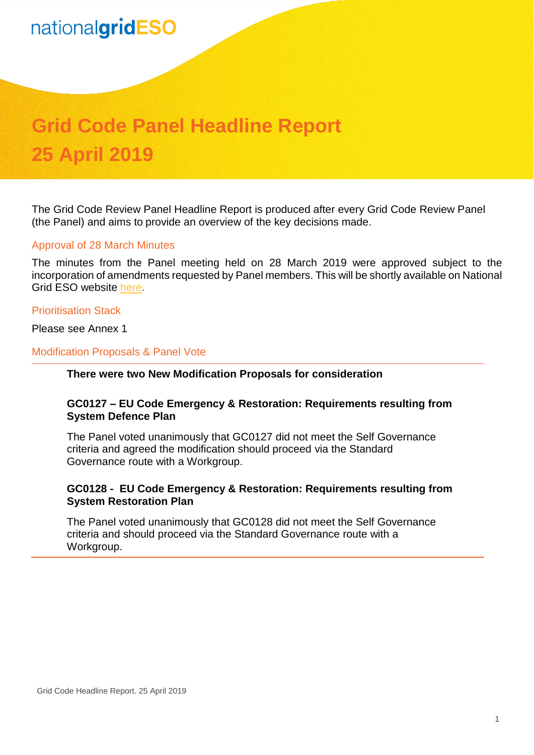nationalgridESO

# Grid Code Panel Headline Report
# 25 April 2019

The Grid Code Review Panel Headline Report is produced after every Grid Code Review Panel (the Panel) and aims to provide an overview of the key decisions made.

## Approval of 28 March Minutes

The minutes from the Panel meeting held on 28 March 2019 were approved subject to the incorporation of amendments requested by Panel members. This will be shortly available on National Grid ESO website here.

## Prioritisation Stack

Please see Annex 1

## Modification Proposals & Panel Vote

**There were two New Modification Proposals for consideration**

**GC0127 – EU Code Emergency & Restoration: Requirements resulting from System Defence Plan**

The Panel voted unanimously that GC0127 did not meet the Self Governance criteria and agreed the modification should proceed via the Standard Governance route with a Workgroup.

**GC0128 - EU Code Emergency & Restoration: Requirements resulting from System Restoration Plan**

The Panel voted unanimously that GC0128 did not meet the Self Governance criteria and should proceed via the Standard Governance route with a Workgroup.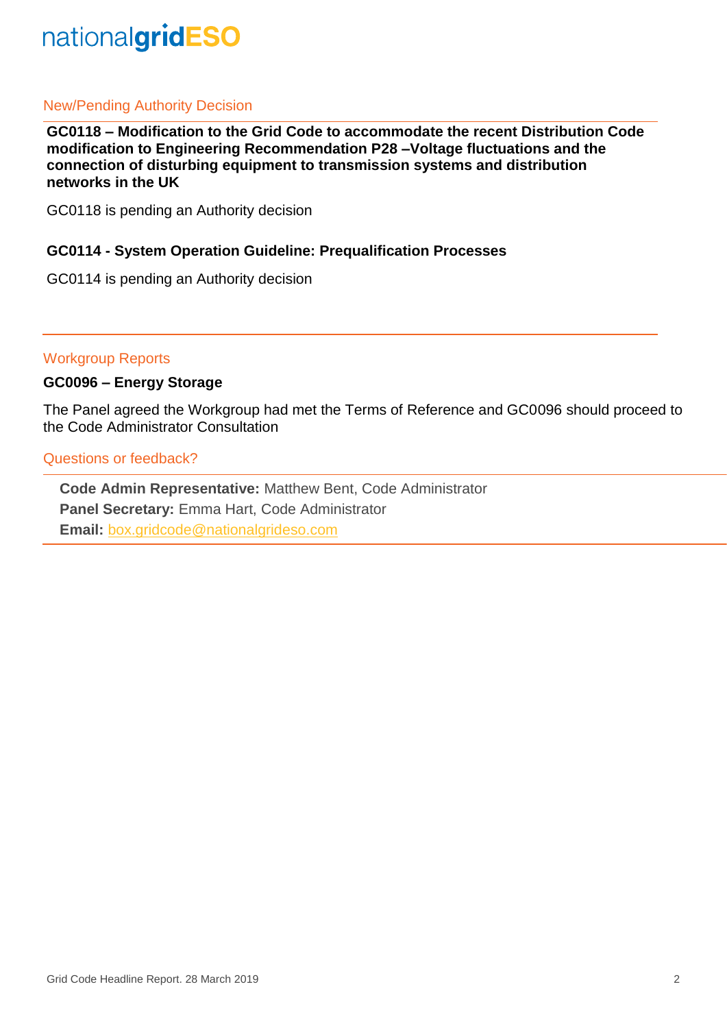## New/Pending Authority Decision

**GC0118 – Modification to the Grid Code to accommodate the recent Distribution Code modification to Engineering Recommendation P28 –Voltage fluctuations and the connection of disturbing equipment to transmission systems and distribution networks in the UK**

GC0118 is pending an Authority decision

**GC0114 - System Operation Guideline: Prequalification Processes**

GC0114 is pending an Authority decision

## Workgroup Reports

**GC0096 – Energy Storage**

The Panel agreed the Workgroup had met the Terms of Reference and GC0096 should proceed to the Code Administrator Consultation

## Questions or feedback?

**Code Admin Representative:** Matthew Bent, Code Administrator
**Panel Secretary:** Emma Hart, Code Administrator
**Email:** box.gridcode@nationalgrideso.com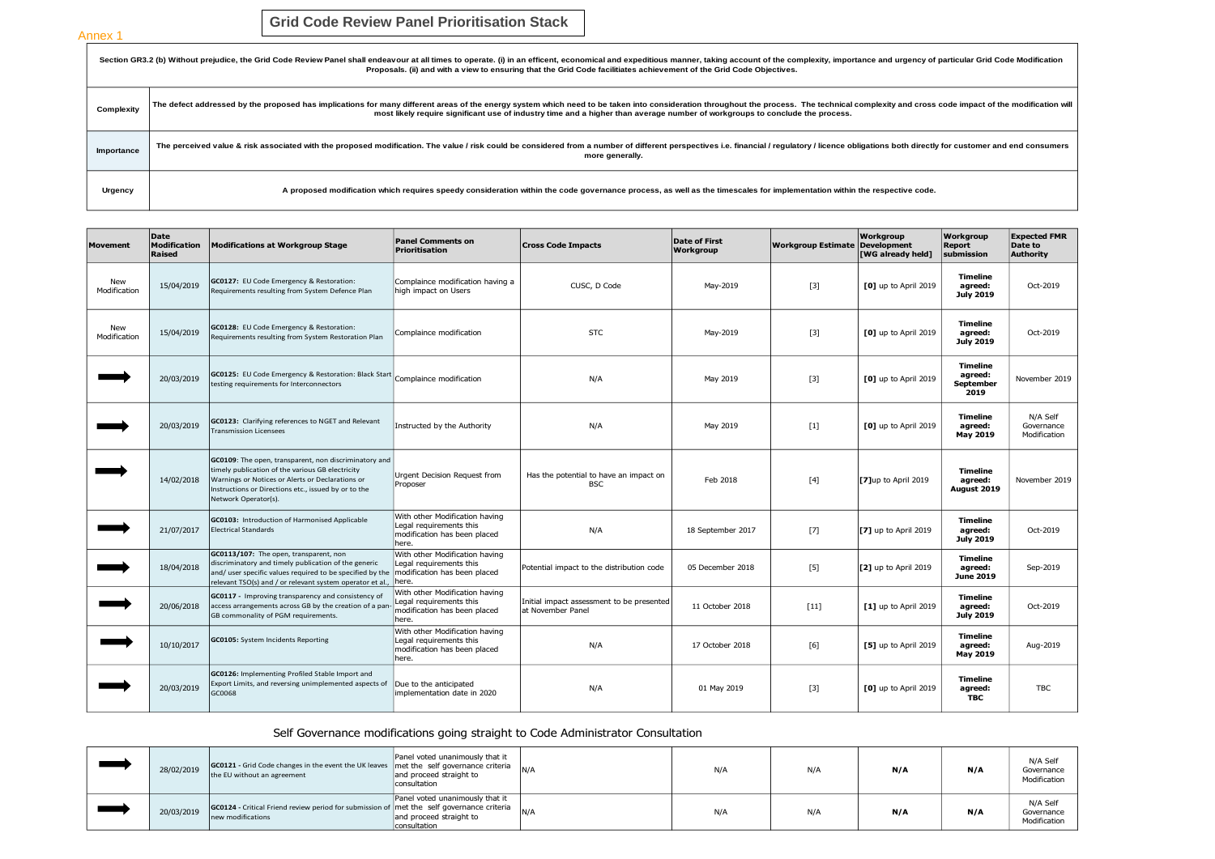Annex 1

# Grid Code Review Panel Prioritisation Stack

| | |
|---|---|
| Section GR3.2 (b) Without prejudice, the Grid Code Review Panel shall endeavour at all times to operate. (i) in an efficent, economical and expeditious manner, taking account of the complexity, importance and urgency of particular Grid Code Modification Proposals. (ii) and with a view to ensuring that the Grid Code facilitiates achievement of the Grid Code Objectives. | |
| **Complexity** | The defect addressed by the proposed has implications for many different areas of the energy system which need to be taken into consideration throughout the process. The technical complexity and cross code impact of the modification will most likely require significant use of industry time and a higher than average number of workgroups to conclude the process. |
| **Importance** | The perceived value & risk associated with the proposed modification. The value / risk could be considered from a number of different perspectives i.e. financial / regulatory / licence obligations both directly for customer and end consumers more generally. |
| **Urgency** | A proposed modification which requires speedy consideration within the code governance process, as well as the timescales for implementation within the respective code. |

| Movement | Date Modification Raised | Modifications at Workgroup Stage | Panel Comments on Prioritisation | Cross Code Impacts | Date of First Workgroup | Workgroup Estimate | Workgroup Development [WG already held] | Workgroup Report submission | Expected FMR Date to Authority |
|---|---|---|---|---|---|---|---|---|---|
| New Modification | 15/04/2019 | **GC0127:** EU Code Emergency & Restoration: Requirements resulting from System Defence Plan | Complaince modification having a high impact on Users | CUSC, D Code | May-2019 | [3] | **[0]** up to April 2019 | **Timeline agreed: July 2019** | Oct-2019 |
| New Modification | 15/04/2019 | **GC0128:** EU Code Emergency & Restoration: Requirements resulting from System Restoration Plan | Complaince modification | STC | May-2019 | [3] | **[0]** up to April 2019 | **Timeline agreed: July 2019** | Oct-2019 |
| ➡ | 20/03/2019 | **GC0125:** EU Code Emergency & Restoration: Black Start testing requirements for Interconnectors | Complaince modification | N/A | May 2019 | [3] | **[0]** up to April 2019 | **Timeline agreed: September 2019** | November 2019 |
| ➡ | 20/03/2019 | **GC0123:** Clarifying references to NGET and Relevant Transmission Licensees | Instructed by the Authority | N/A | May 2019 | [1] | **[0]** up to April 2019 | **Timeline agreed: May 2019** | N/A Self Governance Modification |
| ➡ | 14/02/2018 | **GC0109**: The open, transparent, non discriminatory and timely publication of the various GB electricity Warnings or Notices or Alerts or Declarations or Instructions or Directions etc., issued by or to the Network Operator(s). | Urgent Decision Request from Proposer | Has the potential to have an impact on BSC | Feb 2018 | [4] | **[7]**up to April 2019 | **Timeline agreed: August 2019** | November 2019 |
| ➡ | 21/07/2017 | **GC0103:** Introduction of Harmonised Applicable Electrical Standards | With other Modification having Legal requirements this modification has been placed here. | N/A | 18 September 2017 | [7] | **[7]** up to April 2019 | **Timeline agreed: July 2019** | Oct-2019 |
| ➡ | 18/04/2018 | **GC0113/107:** The open, transparent, non discriminatory and timely publication of the generic and/ user specific values required to be specified by the relevant TSO(s) and / or relevant system operator et al., | With other Modification having Legal requirements this modification has been placed here. | Potential impact to the distribution code | 05 December 2018 | [5] | **[2]** up to April 2019 | **Timeline agreed: June 2019** | Sep-2019 |
| ➡ | 20/06/2018 | **GC0117 -** Improving transparency and consistency of access arrangements across GB by the creation of a pan-GB commonality of PGM requirements. | With other Modification having Legal requirements this modification has been placed here. | Initial impact assessment to be presented at November Panel | 11 October 2018 | [11] | **[1]** up to April 2019 | **Timeline agreed: July 2019** | Oct-2019 |
| ➡ | 10/10/2017 | **GC0105:** System Incidents Reporting | With other Modification having Legal requirements this modification has been placed here. | N/A | 17 October 2018 | [6] | **[5]** up to April 2019 | **Timeline agreed: May 2019** | Aug-2019 |
| ➡ | 20/03/2019 | **GC0126:** Implementing Profiled Stable Import and Export Limits, and reversing unimplemented aspects of GC0068 | Due to the anticipated implementation date in 2020 | N/A | 01 May 2019 | [3] | **[0]** up to April 2019 | **Timeline agreed: TBC** | TBC |

Self Governance modifications going straight to Code Administrator Consultation

| | | | | | | | | | |
|---|---|---|---|---|---|---|---|---|---|
| ➡ | 28/02/2019 | **GC0121 -** Grid Code changes in the event the UK leaves the EU without an agreement | Panel voted unanimously that it met the self governance criteria and proceed straight to consultation | N/A | N/A | N/A | **N/A** | **N/A** | N/A Self Governance Modification |
| ➡ | 20/03/2019 | **GC0124 -** Critical Friend review period for submission of new modifications | Panel voted unanimously that it met the self governance criteria and proceed straight to consultation | N/A | N/A | N/A | **N/A** | **N/A** | N/A Self Governance Modification |